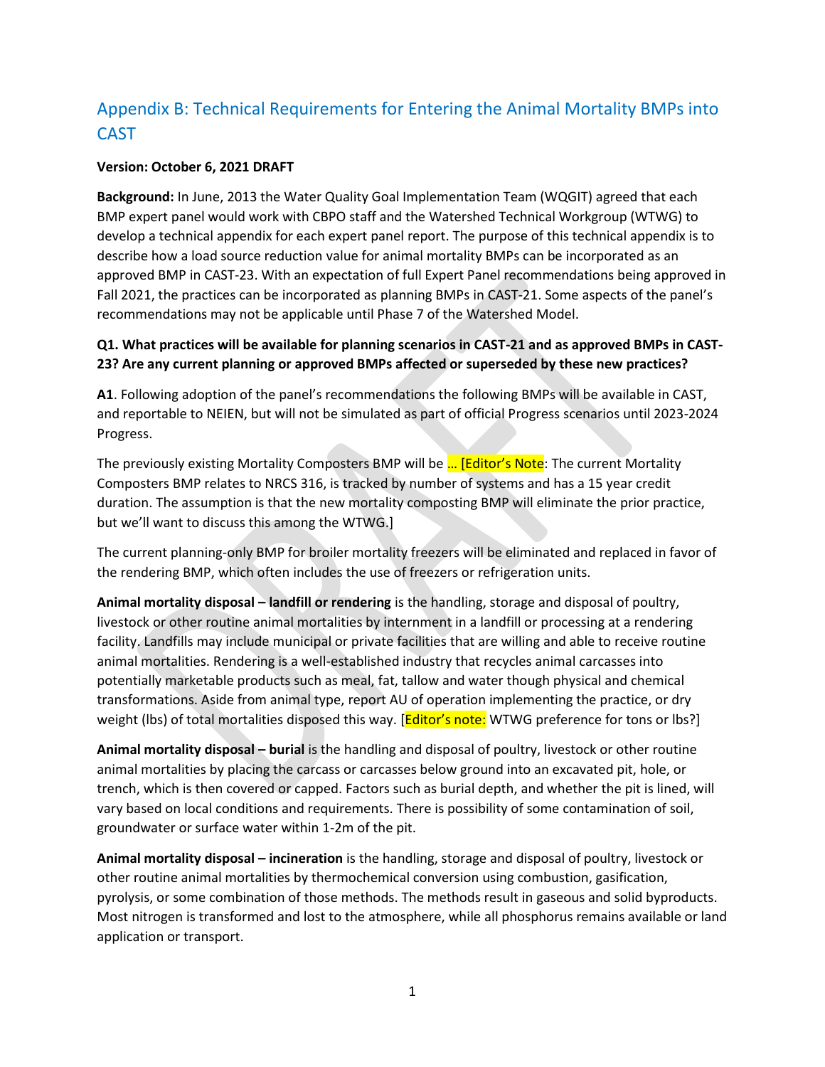## Appendix B: Technical Requirements for Entering the Animal Mortality BMPs into CAST

**Version: October 6, 2021 DRAFT**

**Background:** In June, 2013 the Water Quality Goal Implementation Team (WQGIT) agreed that each BMP expert panel would work with CBPO staff and the Watershed Technical Workgroup (WTWG) to develop a technical appendix for each expert panel report. The purpose of this technical appendix is to describe how a load source reduction value for animal mortality BMPs can be incorporated as an approved BMP in CAST-23. With an expectation of full Expert Panel recommendations being approved in Fall 2021, the practices can be incorporated as planning BMPs in CAST-21. Some aspects of the panel's recommendations may not be applicable until Phase 7 of the Watershed Model.

**Q1. What practices will be available for planning scenarios in CAST-21 and as approved BMPs in CAST-23? Are any current planning or approved BMPs affected or superseded by these new practices?**

**A1**. Following adoption of the panel's recommendations the following BMPs will be available in CAST, and reportable to NEIEN, but will not be simulated as part of official Progress scenarios until 2023-2024 Progress.

The previously existing Mortality Composters BMP will be … [Editor's Note: The current Mortality Composters BMP relates to NRCS 316, is tracked by number of systems and has a 15 year credit duration. The assumption is that the new mortality composting BMP will eliminate the prior practice, but we'll want to discuss this among the WTWG.]

The current planning-only BMP for broiler mortality freezers will be eliminated and replaced in favor of the rendering BMP, which often includes the use of freezers or refrigeration units.

**Animal mortality disposal – landfill or rendering** is the handling, storage and disposal of poultry, livestock or other routine animal mortalities by internment in a landfill or processing at a rendering facility. Landfills may include municipal or private facilities that are willing and able to receive routine animal mortalities. Rendering is a well-established industry that recycles animal carcasses into potentially marketable products such as meal, fat, tallow and water though physical and chemical transformations. Aside from animal type, report AU of operation implementing the practice, or dry weight (lbs) of total mortalities disposed this way. [Editor's note: WTWG preference for tons or lbs?]

**Animal mortality disposal – burial** is the handling and disposal of poultry, livestock or other routine animal mortalities by placing the carcass or carcasses below ground into an excavated pit, hole, or trench, which is then covered or capped. Factors such as burial depth, and whether the pit is lined, will vary based on local conditions and requirements. There is possibility of some contamination of soil, groundwater or surface water within 1-2m of the pit.

**Animal mortality disposal – incineration** is the handling, storage and disposal of poultry, livestock or other routine animal mortalities by thermochemical conversion using combustion, gasification, pyrolysis, or some combination of those methods. The methods result in gaseous and solid byproducts. Most nitrogen is transformed and lost to the atmosphere, while all phosphorus remains available or land application or transport.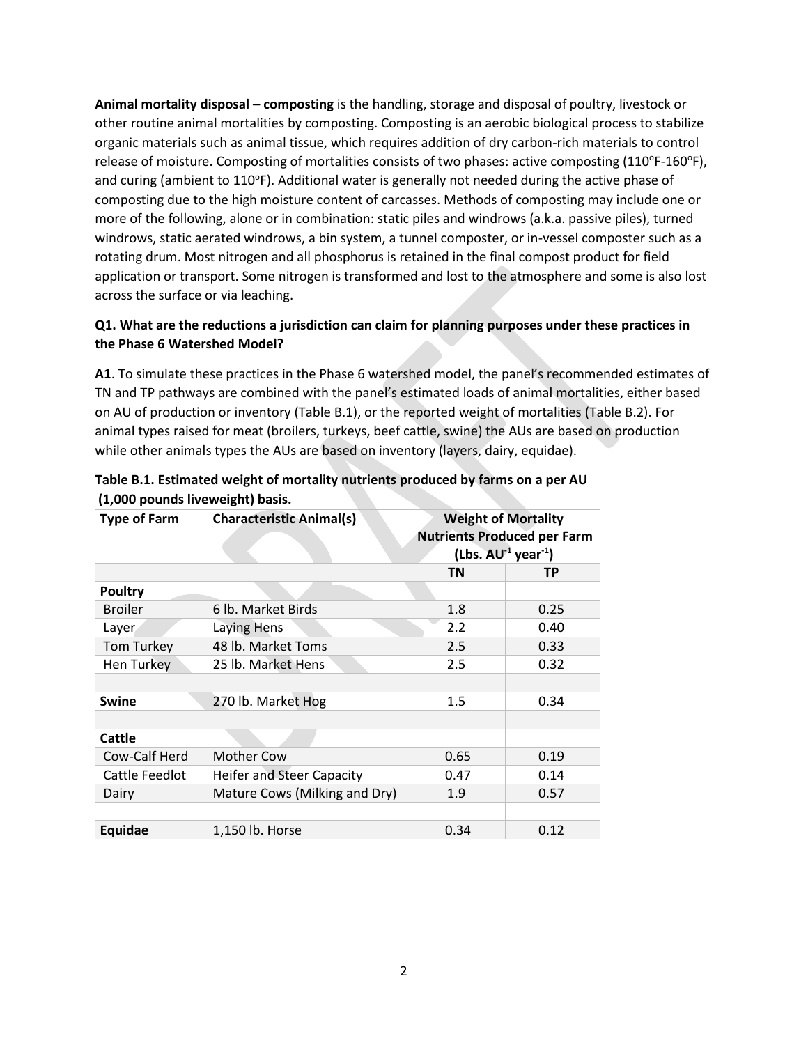**Animal mortality disposal – composting** is the handling, storage and disposal of poultry, livestock or other routine animal mortalities by composting. Composting is an aerobic biological process to stabilize organic materials such as animal tissue, which requires addition of dry carbon-rich materials to control release of moisture. Composting of mortalities consists of two phases: active composting (110°F-160°F), and curing (ambient to 110°F). Additional water is generally not needed during the active phase of composting due to the high moisture content of carcasses. Methods of composting may include one or more of the following, alone or in combination: static piles and windrows (a.k.a. passive piles), turned windrows, static aerated windrows, a bin system, a tunnel composter, or in-vessel composter such as a rotating drum. Most nitrogen and all phosphorus is retained in the final compost product for field application or transport. Some nitrogen is transformed and lost to the atmosphere and some is also lost across the surface or via leaching.

**Q1. What are the reductions a jurisdiction can claim for planning purposes under these practices in the Phase 6 Watershed Model?**

**A1**. To simulate these practices in the Phase 6 watershed model, the panel's recommended estimates of TN and TP pathways are combined with the panel's estimated loads of animal mortalities, either based on AU of production or inventory (Table B.1), or the reported weight of mortalities (Table B.2). For animal types raised for meat (broilers, turkeys, beef cattle, swine) the AUs are based on production while other animals types the AUs are based on inventory (layers, dairy, equidae).

**Table B.1. Estimated weight of mortality nutrients produced by farms on a per AU (1,000 pounds liveweight) basis.**

| Type of Farm | Characteristic Animal(s) | Weight of Mortality Nutrients Produced per Farm (Lbs. $AU^{-1}$ $year^{-1}$) | |
|---|---|---|---|
| | | **TN** | **TP** |
| **Poultry** | | | |
| Broiler | 6 lb. Market Birds | 1.8 | 0.25 |
| Layer | Laying Hens | 2.2 | 0.40 |
| Tom Turkey | 48 lb. Market Toms | 2.5 | 0.33 |
| Hen Turkey | 25 lb. Market Hens | 2.5 | 0.32 |
| | | | |
| **Swine** | 270 lb. Market Hog | 1.5 | 0.34 |
| | | | |
| **Cattle** | | | |
| Cow-Calf Herd | Mother Cow | 0.65 | 0.19 |
| Cattle Feedlot | Heifer and Steer Capacity | 0.47 | 0.14 |
| Dairy | Mature Cows (Milking and Dry) | 1.9 | 0.57 |
| | | | |
| **Equidae** | 1,150 lb. Horse | 0.34 | 0.12 |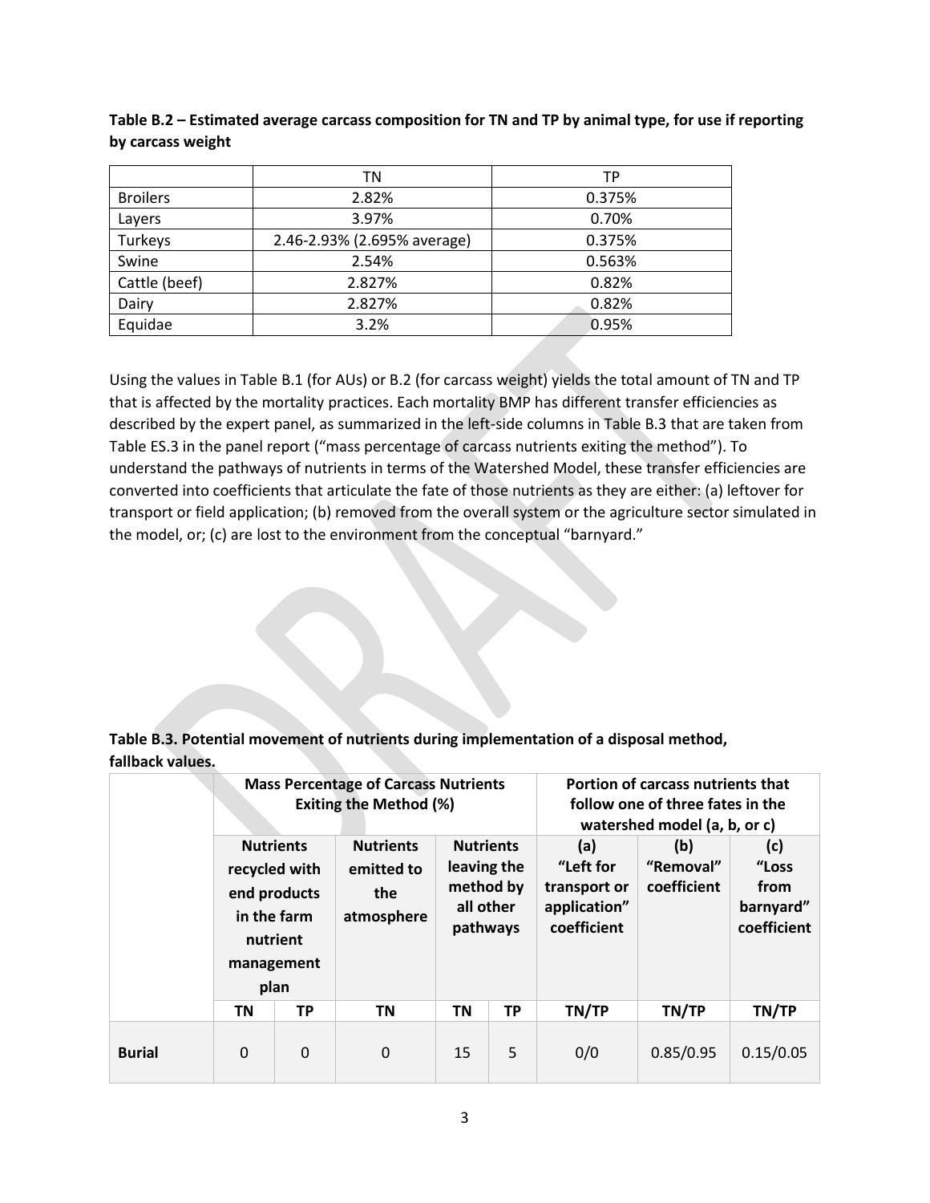**Table B.2 – Estimated average carcass composition for TN and TP by animal type, for use if reporting by carcass weight**

| | TN | TP |
|---|---|---|
| Broilers | 2.82% | 0.375% |
| Layers | 3.97% | 0.70% |
| Turkeys | 2.46-2.93% (2.695% average) | 0.375% |
| Swine | 2.54% | 0.563% |
| Cattle (beef) | 2.827% | 0.82% |
| Dairy | 2.827% | 0.82% |
| Equidae | 3.2% | 0.95% |

Using the values in Table B.1 (for AUs) or B.2 (for carcass weight) yields the total amount of TN and TP that is affected by the mortality practices. Each mortality BMP has different transfer efficiencies as described by the expert panel, as summarized in the left-side columns in Table B.3 that are taken from Table ES.3 in the panel report ("mass percentage of carcass nutrients exiting the method"). To understand the pathways of nutrients in terms of the Watershed Model, these transfer efficiencies are converted into coefficients that articulate the fate of those nutrients as they are either: (a) leftover for transport or field application; (b) removed from the overall system or the agriculture sector simulated in the model, or; (c) are lost to the environment from the conceptual "barnyard."

**Table B.3. Potential movement of nutrients during implementation of a disposal method, fallback values.**

| | Mass Percentage of Carcass Nutrients Exiting the Method (%) | | | | | Portion of carcass nutrients that follow one of three fates in the watershed model (a, b, or c) | | |
|---|---|---|---|---|---|---|---|---|
| | Nutrients recycled with end products in the farm nutrient management plan | | Nutrients emitted to the atmosphere | Nutrients leaving the method by all other pathways | | (a) "Left for transport or application" coefficient | (b) "Removal" coefficient | (c) "Loss from barnyard" coefficient |
| | TN | TP | TN | TN | TP | TN/TP | TN/TP | TN/TP |
| **Burial** | 0 | 0 | 0 | 15 | 5 | 0/0 | 0.85/0.95 | 0.15/0.05 |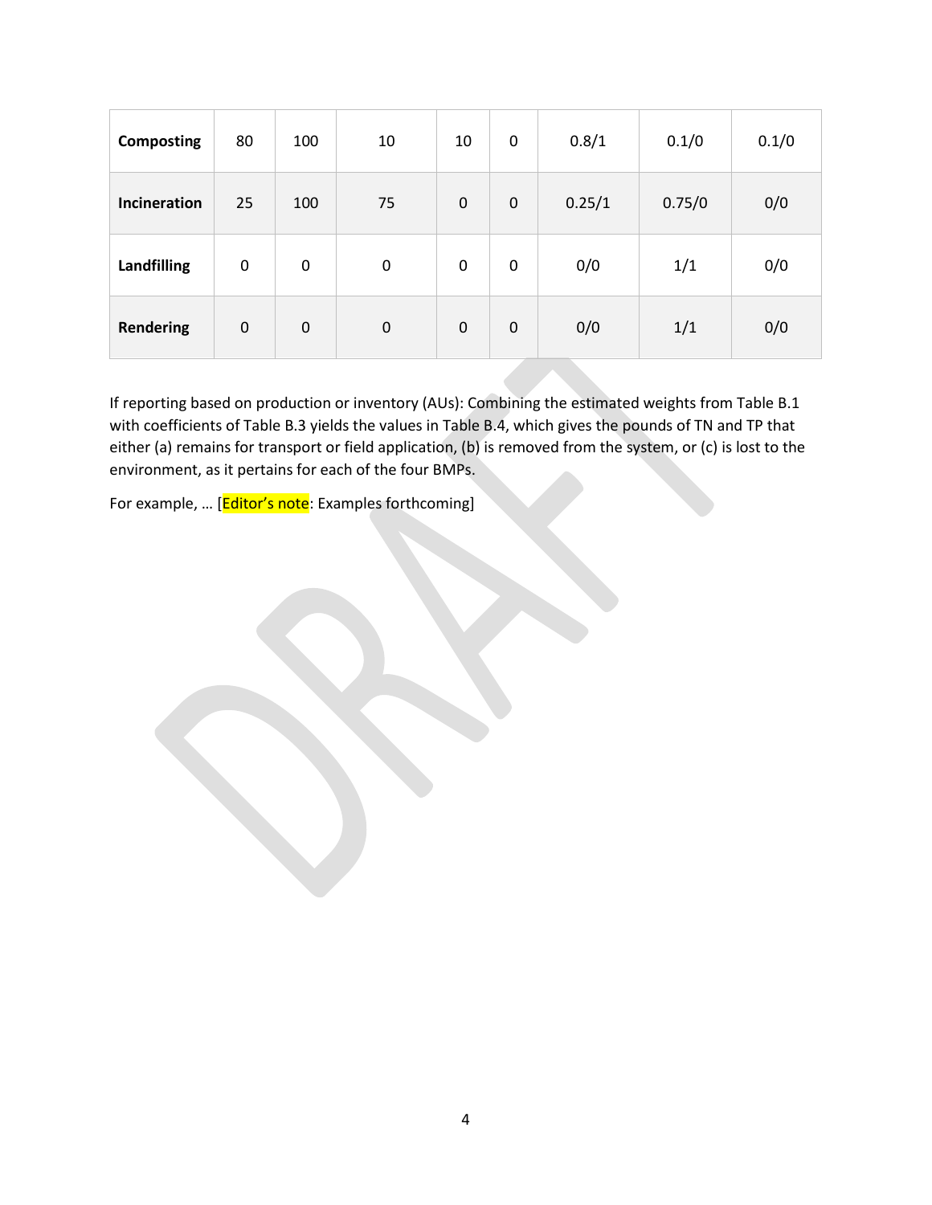| | | | | | | | | |
|---|---|---|---|---|---|---|---|---|
| **Composting** | 80 | 100 | 10 | 10 | 0 | 0.8/1 | 0.1/0 | 0.1/0 |
| **Incineration** | 25 | 100 | 75 | 0 | 0 | 0.25/1 | 0.75/0 | 0/0 |
| **Landfilling** | 0 | 0 | 0 | 0 | 0 | 0/0 | 1/1 | 0/0 |
| **Rendering** | 0 | 0 | 0 | 0 | 0 | 0/0 | 1/1 | 0/0 |

If reporting based on production or inventory (AUs): Combining the estimated weights from Table B.1 with coefficients of Table B.3 yields the values in Table B.4, which gives the pounds of TN and TP that either (a) remains for transport or field application, (b) is removed from the system, or (c) is lost to the environment, as it pertains for each of the four BMPs.

For example, … [Editor's note: Examples forthcoming]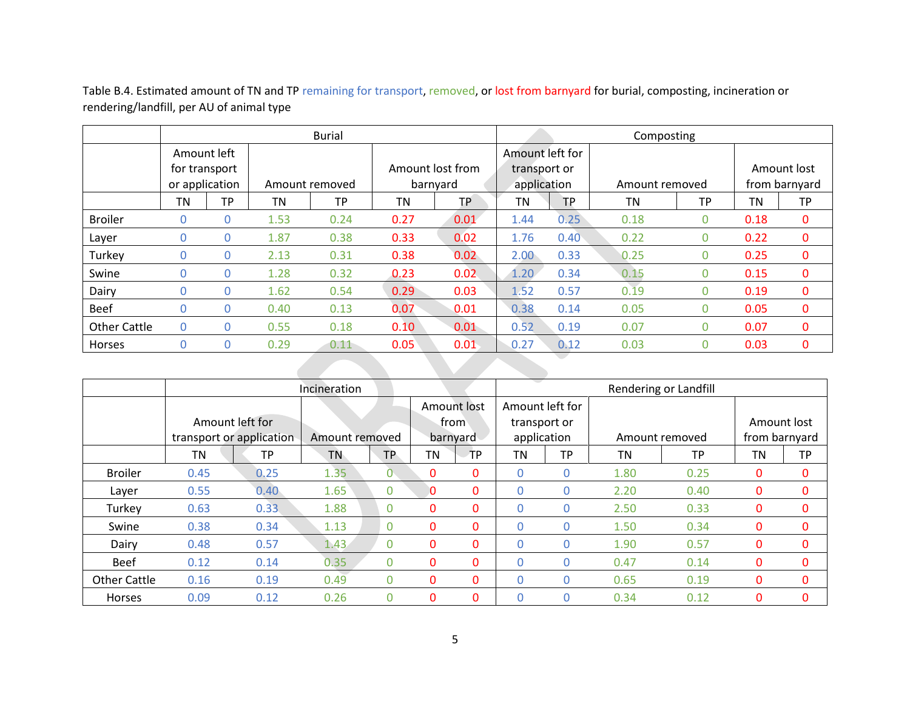Table B.4. Estimated amount of TN and TP remaining for transport, removed, or lost from barnyard for burial, composting, incineration or rendering/landfill, per AU of animal type

| | Burial | | | | | | Composting | | | | | |
|---|---|---|---|---|---|---|---|---|---|---|---|---|
| | Amount left for transport or application | | Amount removed | | Amount lost from barnyard | | Amount left for transport or application | | Amount removed | | Amount lost from barnyard | |
| | TN | TP | TN | TP | TN | TP | TN | TP | TN | TP | TN | TP |
| Broiler | 0 | 0 | 1.53 | 0.24 | 0.27 | 0.01 | 1.44 | 0.25 | 0.18 | 0 | 0.18 | 0 |
| Layer | 0 | 0 | 1.87 | 0.38 | 0.33 | 0.02 | 1.76 | 0.40 | 0.22 | 0 | 0.22 | 0 |
| Turkey | 0 | 0 | 2.13 | 0.31 | 0.38 | 0.02 | 2.00 | 0.33 | 0.25 | 0 | 0.25 | 0 |
| Swine | 0 | 0 | 1.28 | 0.32 | 0.23 | 0.02 | 1.20 | 0.34 | 0.15 | 0 | 0.15 | 0 |
| Dairy | 0 | 0 | 1.62 | 0.54 | 0.29 | 0.03 | 1.52 | 0.57 | 0.19 | 0 | 0.19 | 0 |
| Beef | 0 | 0 | 0.40 | 0.13 | 0.07 | 0.01 | 0.38 | 0.14 | 0.05 | 0 | 0.05 | 0 |
| Other Cattle | 0 | 0 | 0.55 | 0.18 | 0.10 | 0.01 | 0.52 | 0.19 | 0.07 | 0 | 0.07 | 0 |
| Horses | 0 | 0 | 0.29 | 0.11 | 0.05 | 0.01 | 0.27 | 0.12 | 0.03 | 0 | 0.03 | 0 |

| | Incineration | | | | | | Rendering or Landfill | | | | | |
|---|---|---|---|---|---|---|---|---|---|---|---|---|
| | Amount left for transport or application | | Amount removed | | Amount lost from barnyard | | Amount left for transport or application | | Amount removed | | Amount lost from barnyard | |
| | TN | TP | TN | TP | TN | TP | TN | TP | TN | TP | TN | TP |
| Broiler | 0.45 | 0.25 | 1.35 | 0 | 0 | 0 | 0 | 0 | 1.80 | 0.25 | 0 | 0 |
| Layer | 0.55 | 0.40 | 1.65 | 0 | 0 | 0 | 0 | 0 | 2.20 | 0.40 | 0 | 0 |
| Turkey | 0.63 | 0.33 | 1.88 | 0 | 0 | 0 | 0 | 0 | 2.50 | 0.33 | 0 | 0 |
| Swine | 0.38 | 0.34 | 1.13 | 0 | 0 | 0 | 0 | 0 | 1.50 | 0.34 | 0 | 0 |
| Dairy | 0.48 | 0.57 | 1.43 | 0 | 0 | 0 | 0 | 0 | 1.90 | 0.57 | 0 | 0 |
| Beef | 0.12 | 0.14 | 0.35 | 0 | 0 | 0 | 0 | 0 | 0.47 | 0.14 | 0 | 0 |
| Other Cattle | 0.16 | 0.19 | 0.49 | 0 | 0 | 0 | 0 | 0 | 0.65 | 0.19 | 0 | 0 |
| Horses | 0.09 | 0.12 | 0.26 | 0 | 0 | 0 | 0 | 0 | 0.34 | 0.12 | 0 | 0 |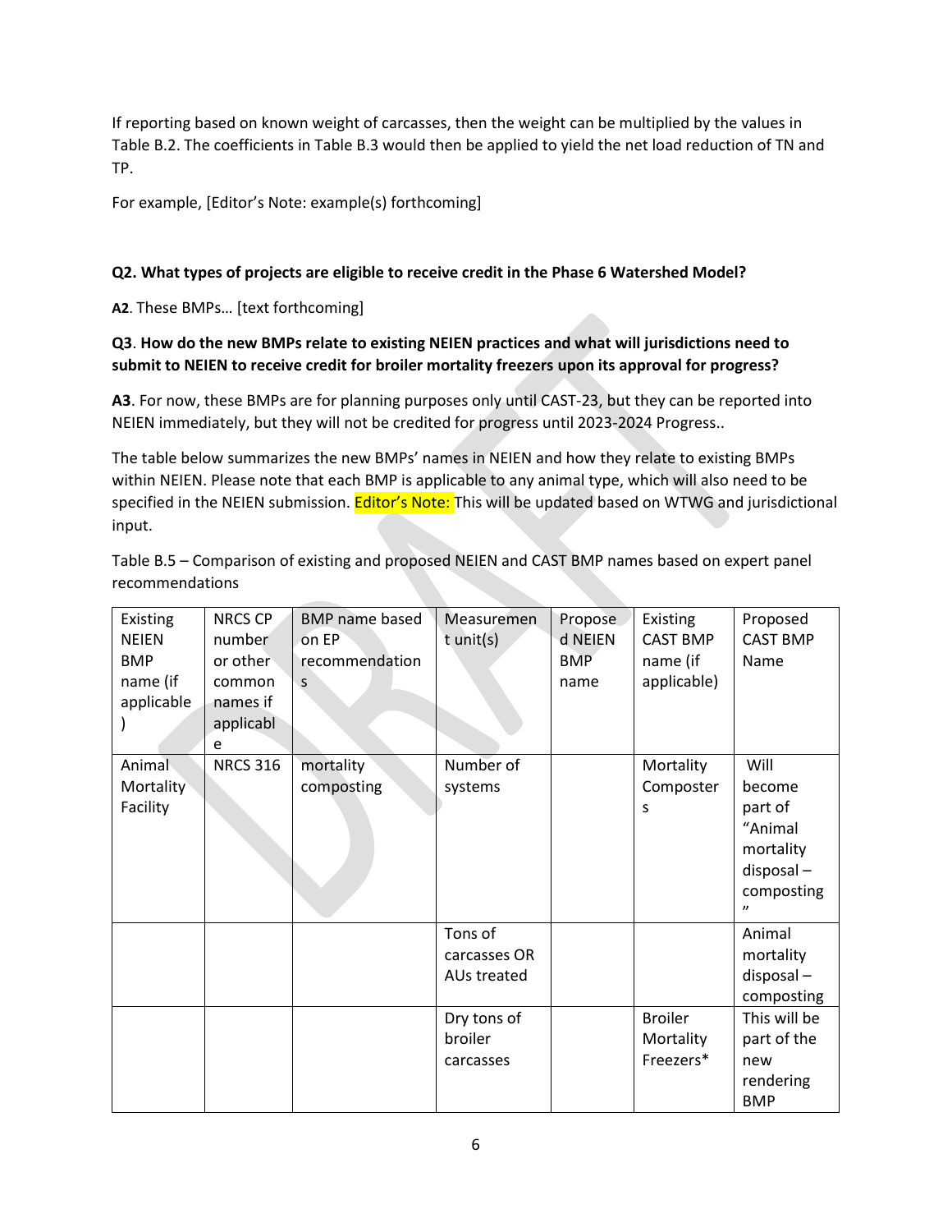If reporting based on known weight of carcasses, then the weight can be multiplied by the values in Table B.2. The coefficients in Table B.3 would then be applied to yield the net load reduction of TN and TP.

For example, [Editor's Note: example(s) forthcoming]

**Q2. What types of projects are eligible to receive credit in the Phase 6 Watershed Model?**

**A2**. These BMPs… [text forthcoming]

**Q3**. **How do the new BMPs relate to existing NEIEN practices and what will jurisdictions need to submit to NEIEN to receive credit for broiler mortality freezers upon its approval for progress?**

**A3**. For now, these BMPs are for planning purposes only until CAST-23, but they can be reported into NEIEN immediately, but they will not be credited for progress until 2023-2024 Progress..

The table below summarizes the new BMPs' names in NEIEN and how they relate to existing BMPs within NEIEN. Please note that each BMP is applicable to any animal type, which will also need to be specified in the NEIEN submission. Editor's Note: This will be updated based on WTWG and jurisdictional input.

Table B.5 – Comparison of existing and proposed NEIEN and CAST BMP names based on expert panel recommendations

| Existing NEIEN BMP name (if applicable) | NRCS CP number or other common names if applicable | BMP name based on EP recommendations | Measurement unit(s) | Proposed NEIEN BMP name | Existing CAST BMP name (if applicable) | Proposed CAST BMP Name |
|---|---|---|---|---|---|---|
| Animal Mortality Facility | NRCS 316 | mortality composting | Number of systems | | Mortality Composters | Will become part of "Animal mortality disposal – composting" |
| | | | Tons of carcasses OR AUs treated | | | Animal mortality disposal – composting |
| | | | Dry tons of broiler carcasses | | Broiler Mortality Freezers* | This will be part of the new rendering BMP |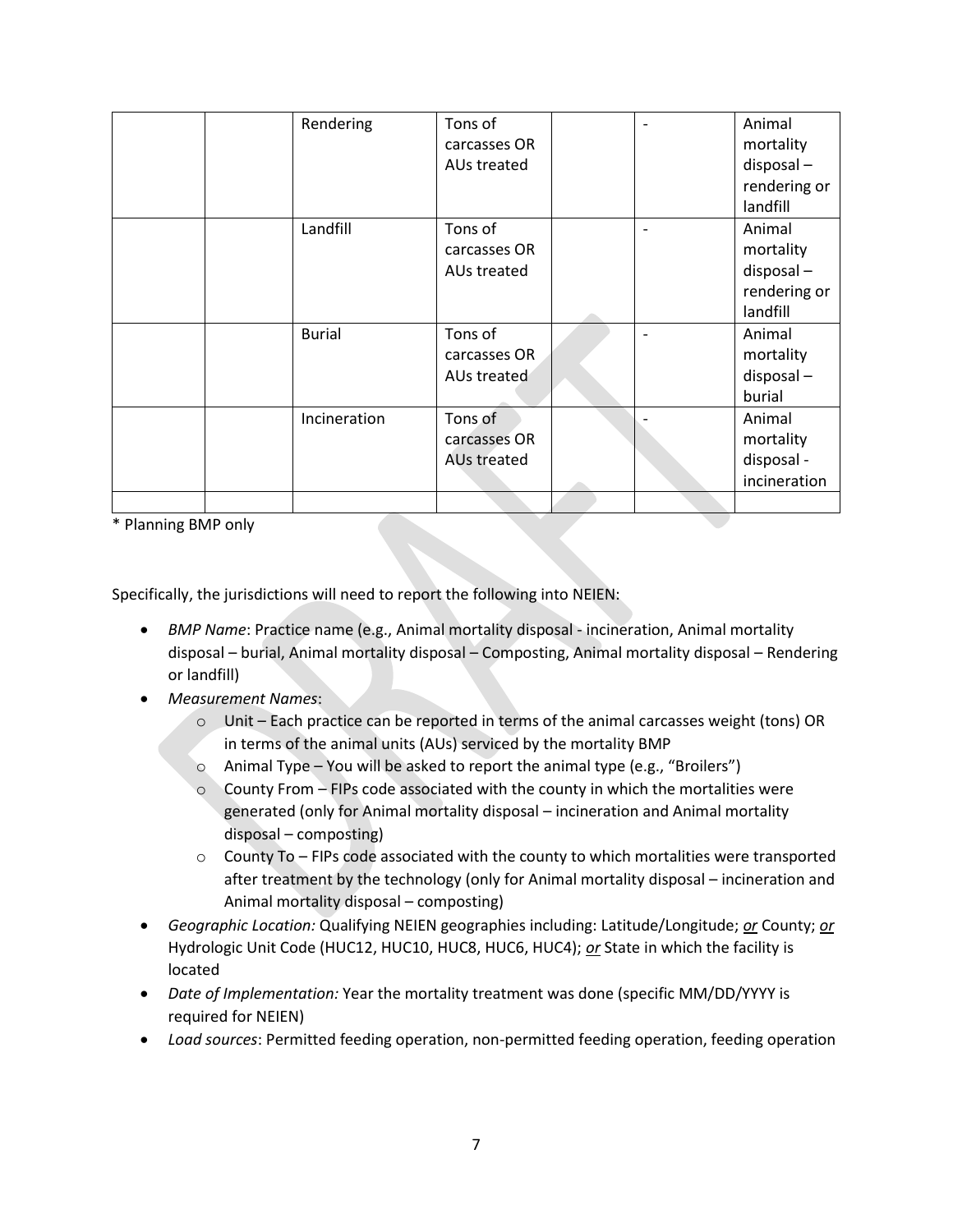| | | | | | | |
|---|---|---|---|---|---|---|
| | | Rendering | Tons of carcasses OR AUs treated | | - | Animal mortality disposal – rendering or landfill |
| | | Landfill | Tons of carcasses OR AUs treated | | - | Animal mortality disposal – rendering or landfill |
| | | Burial | Tons of carcasses OR AUs treated | | - | Animal mortality disposal – burial |
| | | Incineration | Tons of carcasses OR AUs treated | | - | Animal mortality disposal - incineration |
| | | | | | | |

* Planning BMP only

Specifically, the jurisdictions will need to report the following into NEIEN:

- *BMP Name*: Practice name (e.g., Animal mortality disposal - incineration, Animal mortality disposal – burial, Animal mortality disposal – Composting, Animal mortality disposal – Rendering or landfill)
- *Measurement Names*:
    - Unit – Each practice can be reported in terms of the animal carcasses weight (tons) OR in terms of the animal units (AUs) serviced by the mortality BMP
    - Animal Type – You will be asked to report the animal type (e.g., "Broilers")
    - County From – FIPs code associated with the county in which the mortalities were generated (only for Animal mortality disposal – incineration and Animal mortality disposal – composting)
    - County To – FIPs code associated with the county to which mortalities were transported after treatment by the technology (only for Animal mortality disposal – incineration and Animal mortality disposal – composting)
- *Geographic Location:* Qualifying NEIEN geographies including: Latitude/Longitude; ***or*** County; ***or*** Hydrologic Unit Code (HUC12, HUC10, HUC8, HUC6, HUC4); ***or*** State in which the facility is located
- *Date of Implementation:* Year the mortality treatment was done (specific MM/DD/YYYY is required for NEIEN)
- *Load sources*: Permitted feeding operation, non-permitted feeding operation, feeding operation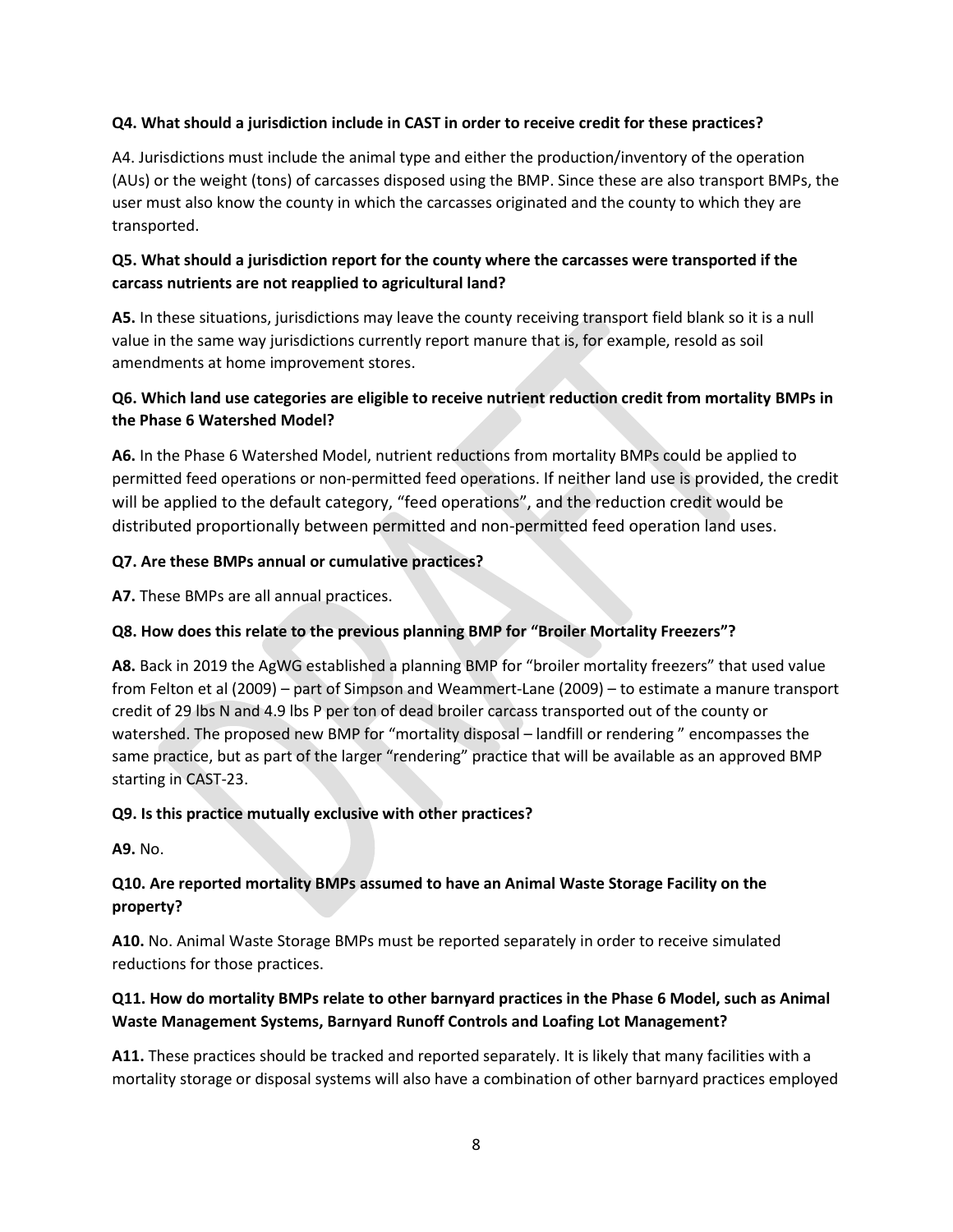**Q4. What should a jurisdiction include in CAST in order to receive credit for these practices?**

A4. Jurisdictions must include the animal type and either the production/inventory of the operation (AUs) or the weight (tons) of carcasses disposed using the BMP. Since these are also transport BMPs, the user must also know the county in which the carcasses originated and the county to which they are transported.

**Q5. What should a jurisdiction report for the county where the carcasses were transported if the carcass nutrients are not reapplied to agricultural land?**

**A5.** In these situations, jurisdictions may leave the county receiving transport field blank so it is a null value in the same way jurisdictions currently report manure that is, for example, resold as soil amendments at home improvement stores.

**Q6. Which land use categories are eligible to receive nutrient reduction credit from mortality BMPs in the Phase 6 Watershed Model?**

**A6.** In the Phase 6 Watershed Model, nutrient reductions from mortality BMPs could be applied to permitted feed operations or non-permitted feed operations. If neither land use is provided, the credit will be applied to the default category, "feed operations", and the reduction credit would be distributed proportionally between permitted and non-permitted feed operation land uses.

**Q7. Are these BMPs annual or cumulative practices?**

**A7.** These BMPs are all annual practices.

**Q8. How does this relate to the previous planning BMP for "Broiler Mortality Freezers"?**

**A8.** Back in 2019 the AgWG established a planning BMP for "broiler mortality freezers" that used value from Felton et al (2009) – part of Simpson and Weammert-Lane (2009) – to estimate a manure transport credit of 29 lbs N and 4.9 lbs P per ton of dead broiler carcass transported out of the county or watershed. The proposed new BMP for "mortality disposal – landfill or rendering " encompasses the same practice, but as part of the larger "rendering" practice that will be available as an approved BMP starting in CAST-23.

**Q9. Is this practice mutually exclusive with other practices?**

**A9.** No.

**Q10. Are reported mortality BMPs assumed to have an Animal Waste Storage Facility on the property?**

**A10.** No. Animal Waste Storage BMPs must be reported separately in order to receive simulated reductions for those practices.

**Q11. How do mortality BMPs relate to other barnyard practices in the Phase 6 Model, such as Animal Waste Management Systems, Barnyard Runoff Controls and Loafing Lot Management?**

**A11.** These practices should be tracked and reported separately. It is likely that many facilities with a mortality storage or disposal systems will also have a combination of other barnyard practices employed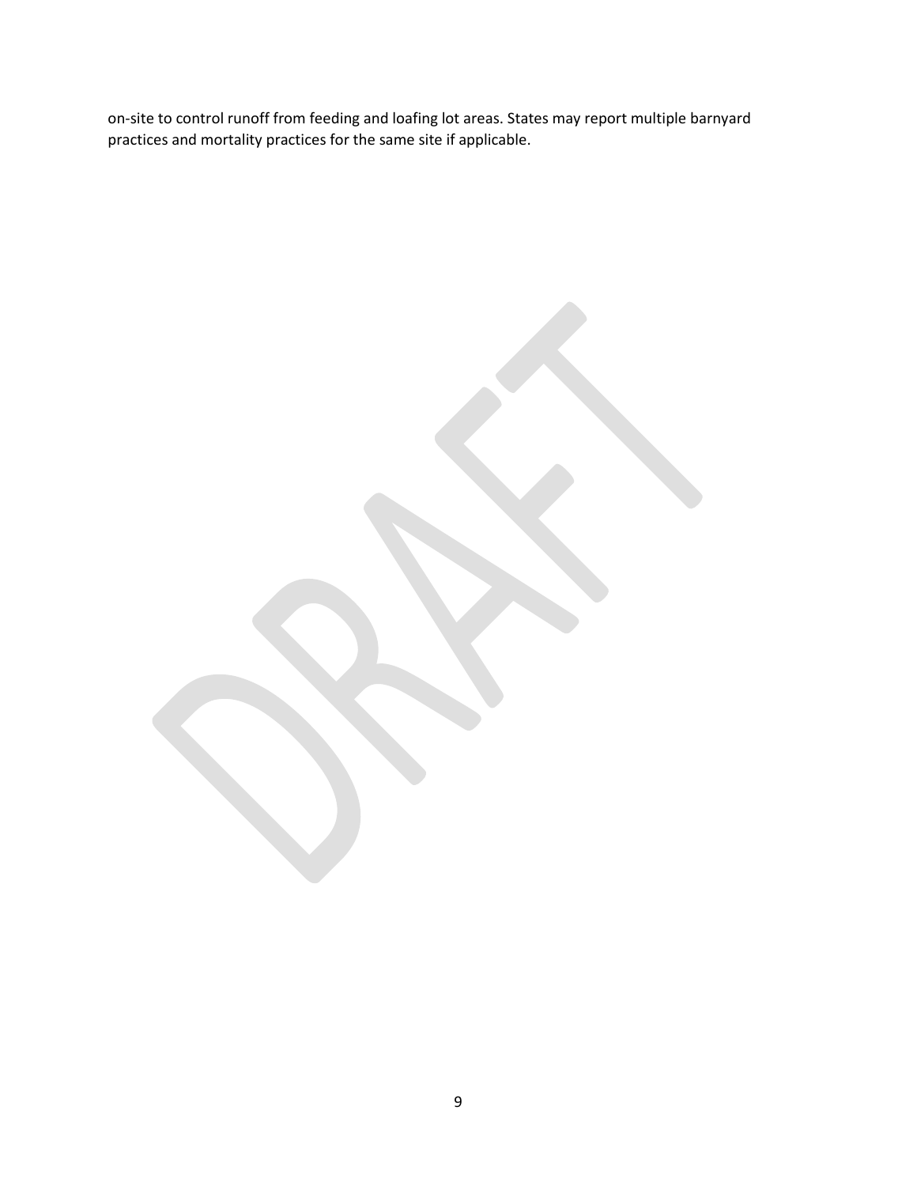on-site to control runoff from feeding and loafing lot areas. States may report multiple barnyard practices and mortality practices for the same site if applicable.